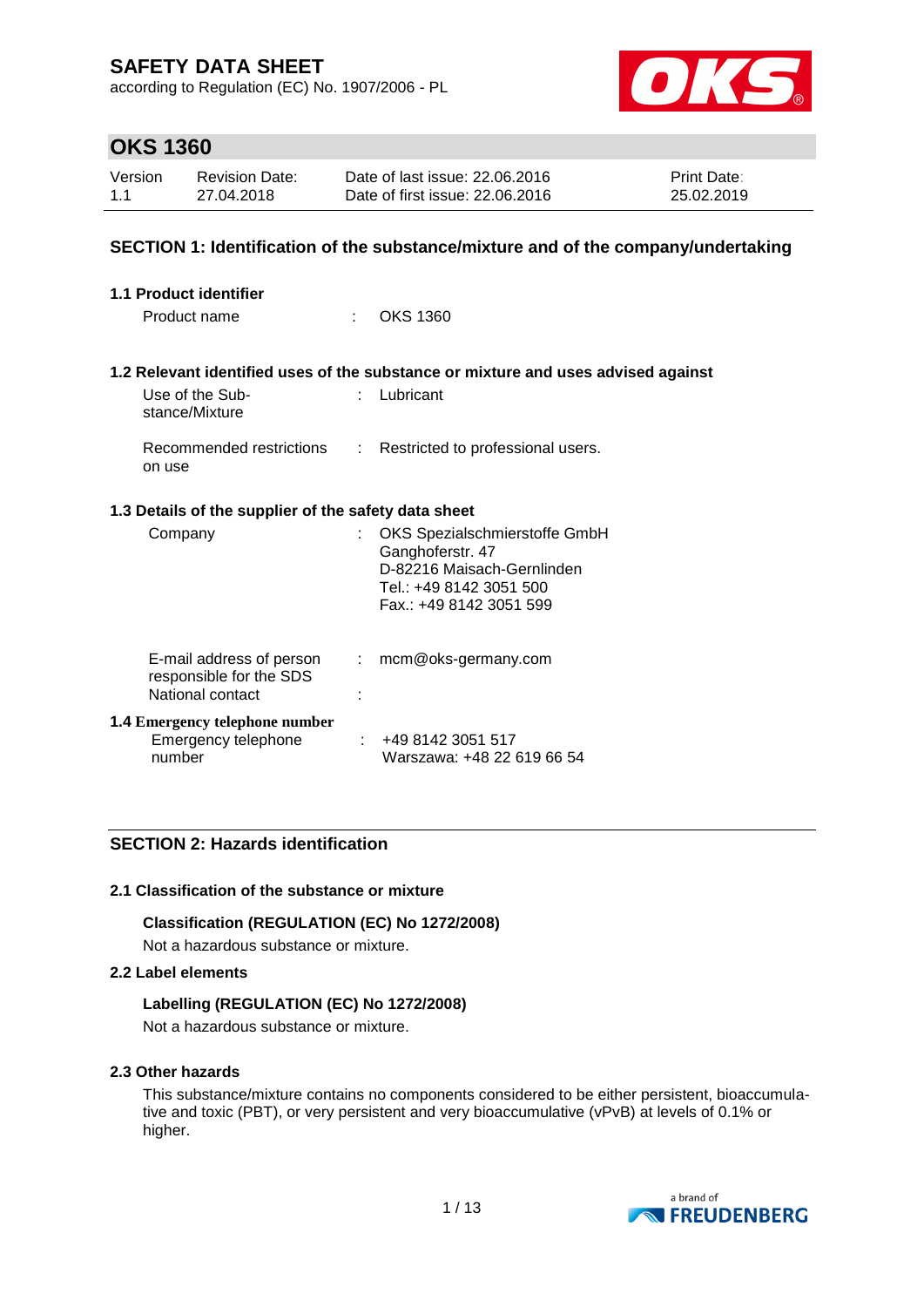# SAFETY DATA SHEET

according to Regulation (EC) No. 1907/2006 - PL

## OKS 1360

| Version | Revision Date: | Date of last issue: 22.06.2016 | Print Date: |
| --- | --- | --- | --- |
| 1.1 | 27.04.2018 | Date of first issue: 22.06.2016 | 25.02.2019 |

## SECTION 1: Identification of the substance/mixture and of the company/undertaking

### 1.1 Product identifier

Product name : OKS 1360

### 1.2 Relevant identified uses of the substance or mixture and uses advised against

Use of the Substance/Mixture : Lubricant

Recommended restrictions on use : Restricted to professional users.

### 1.3 Details of the supplier of the safety data sheet

Company : OKS Spezialschmierstoffe GmbH
Ganghoferstr. 47
D-82216 Maisach-Gernlinden
Tel.: +49 8142 3051 500
Fax.: +49 8142 3051 599

E-mail address of person responsible for the SDS : mcm@oks-germany.com

National contact :

### 1.4 Emergency telephone number

Emergency telephone number : +49 8142 3051 517
Warszawa: +48 22 619 66 54

## SECTION 2: Hazards identification

### 2.1 Classification of the substance or mixture

**Classification (REGULATION (EC) No 1272/2008)**

Not a hazardous substance or mixture.

### 2.2 Label elements

**Labelling (REGULATION (EC) No 1272/2008)**

Not a hazardous substance or mixture.

### 2.3 Other hazards

This substance/mixture contains no components considered to be either persistent, bioaccumulative and toxic (PBT), or very persistent and very bioaccumulative (vPvB) at levels of 0.1% or higher.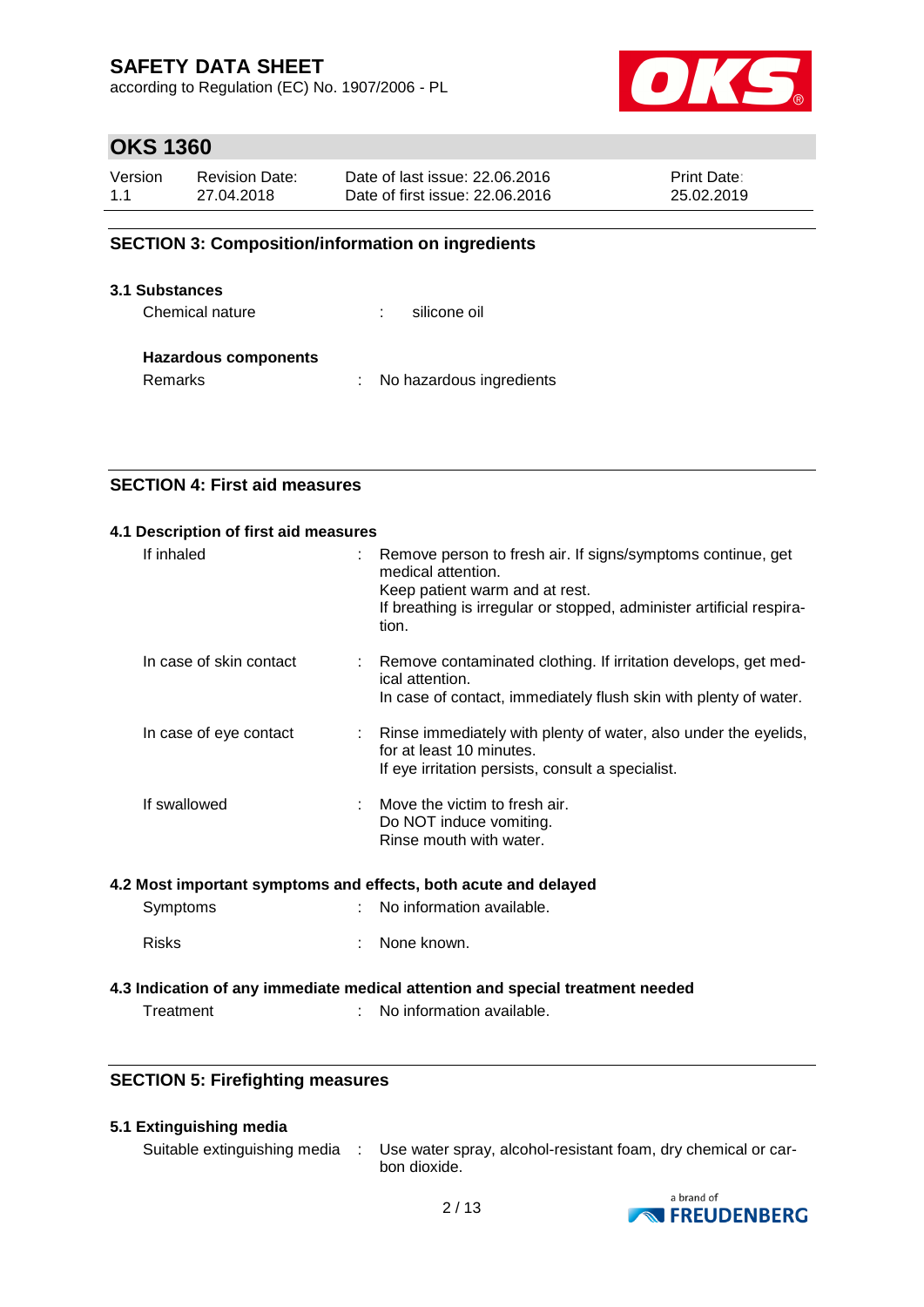## SECTION 3: Composition/information on ingredients

### 3.1 Substances

Chemical nature : silicone oil

**Hazardous components**

Remarks : No hazardous ingredients

## SECTION 4: First aid measures

### 4.1 Description of first aid measures

If inhaled : Remove person to fresh air. If signs/symptoms continue, get medical attention.
Keep patient warm and at rest.
If breathing is irregular or stopped, administer artificial respiration.

In case of skin contact : Remove contaminated clothing. If irritation develops, get medical attention.
In case of contact, immediately flush skin with plenty of water.

In case of eye contact : Rinse immediately with plenty of water, also under the eyelids, for at least 10 minutes.
If eye irritation persists, consult a specialist.

If swallowed : Move the victim to fresh air.
Do NOT induce vomiting.
Rinse mouth with water.

### 4.2 Most important symptoms and effects, both acute and delayed

Symptoms : No information available.

Risks : None known.

### 4.3 Indication of any immediate medical attention and special treatment needed

Treatment : No information available.

## SECTION 5: Firefighting measures

### 5.1 Extinguishing media

Suitable extinguishing media : Use water spray, alcohol-resistant foam, dry chemical or carbon dioxide.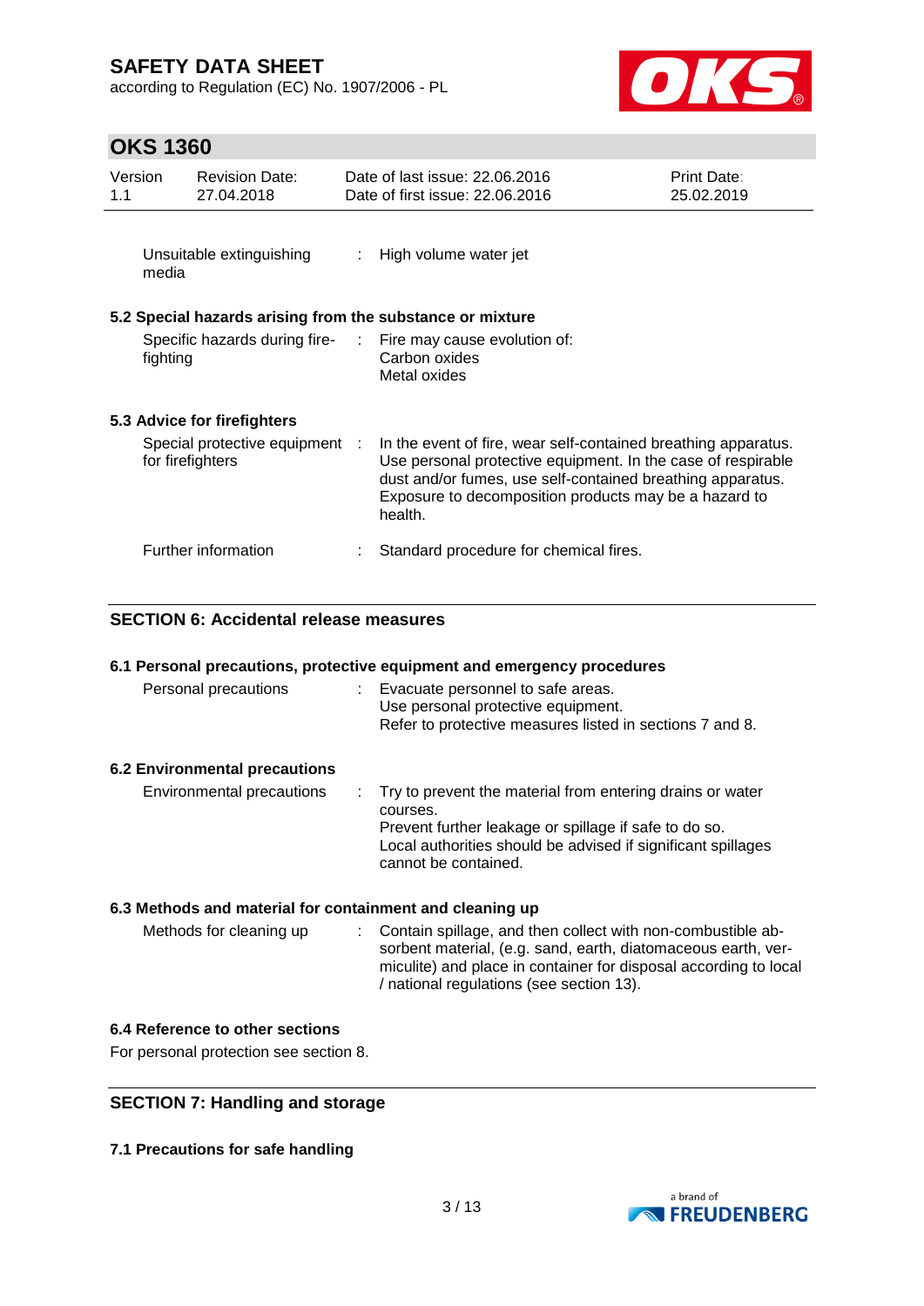| | | |
|---|---|---|
| Unsuitable extinguishing media | : | High volume water jet |

### 5.2 Special hazards arising from the substance or mixture

| | | |
|---|---|---|
| Specific hazards during fire-fighting | : | Fire may cause evolution of:<br>Carbon oxides<br>Metal oxides |

### 5.3 Advice for firefighters

| | | |
|---|---|---|
| Special protective equipment for firefighters | : | In the event of fire, wear self-contained breathing apparatus. Use personal protective equipment. In the case of respirable dust and/or fumes, use self-contained breathing apparatus. Exposure to decomposition products may be a hazard to health. |
| Further information | : | Standard procedure for chemical fires. |

## SECTION 6: Accidental release measures

### 6.1 Personal precautions, protective equipment and emergency procedures

| | | |
|---|---|---|
| Personal precautions | : | Evacuate personnel to safe areas.<br>Use personal protective equipment.<br>Refer to protective measures listed in sections 7 and 8. |

### 6.2 Environmental precautions

| | | |
|---|---|---|
| Environmental precautions | : | Try to prevent the material from entering drains or water courses.<br>Prevent further leakage or spillage if safe to do so.<br>Local authorities should be advised if significant spillages cannot be contained. |

### 6.3 Methods and material for containment and cleaning up

| | | |
|---|---|---|
| Methods for cleaning up | : | Contain spillage, and then collect with non-combustible absorbent material, (e.g. sand, earth, diatomaceous earth, vermiculite) and place in container for disposal according to local / national regulations (see section 13). |

### 6.4 Reference to other sections

For personal protection see section 8.

## SECTION 7: Handling and storage

### 7.1 Precautions for safe handling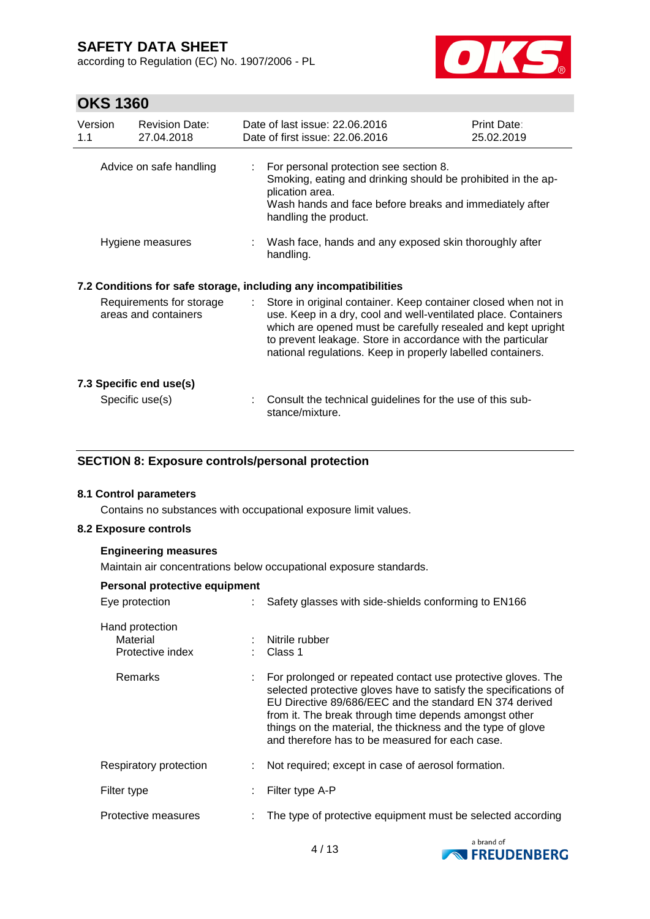| | | |
|---|---|---|
| Advice on safe handling | : | For personal protection see section 8. Smoking, eating and drinking should be prohibited in the application area. Wash hands and face before breaks and immediately after handling the product. |
| Hygiene measures | : | Wash face, hands and any exposed skin thoroughly after handling. |

### 7.2 Conditions for safe storage, including any incompatibilities

| | | |
|---|---|---|
| Requirements for storage areas and containers | : | Store in original container. Keep container closed when not in use. Keep in a dry, cool and well-ventilated place. Containers which are opened must be carefully resealed and kept upright to prevent leakage. Store in accordance with the particular national regulations. Keep in properly labelled containers. |

### 7.3 Specific end use(s)

| | | |
|---|---|---|
| Specific use(s) | : | Consult the technical guidelines for the use of this substance/mixture. |

## SECTION 8: Exposure controls/personal protection

### 8.1 Control parameters

Contains no substances with occupational exposure limit values.

### 8.2 Exposure controls

**Engineering measures**

Maintain air concentrations below occupational exposure standards.

**Personal protective equipment**

| | | |
|---|---|---|
| Eye protection | : | Safety glasses with side-shields conforming to EN166 |
| Hand protection | | |
| Material | : | Nitrile rubber |
| Protective index | : | Class 1 |
| Remarks | : | For prolonged or repeated contact use protective gloves. The selected protective gloves have to satisfy the specifications of EU Directive 89/686/EEC and the standard EN 374 derived from it. The break through time depends amongst other things on the material, the thickness and the type of glove and therefore has to be measured for each case. |
| Respiratory protection | : | Not required; except in case of aerosol formation. |
| Filter type | : | Filter type A-P |
| Protective measures | : | The type of protective equipment must be selected according |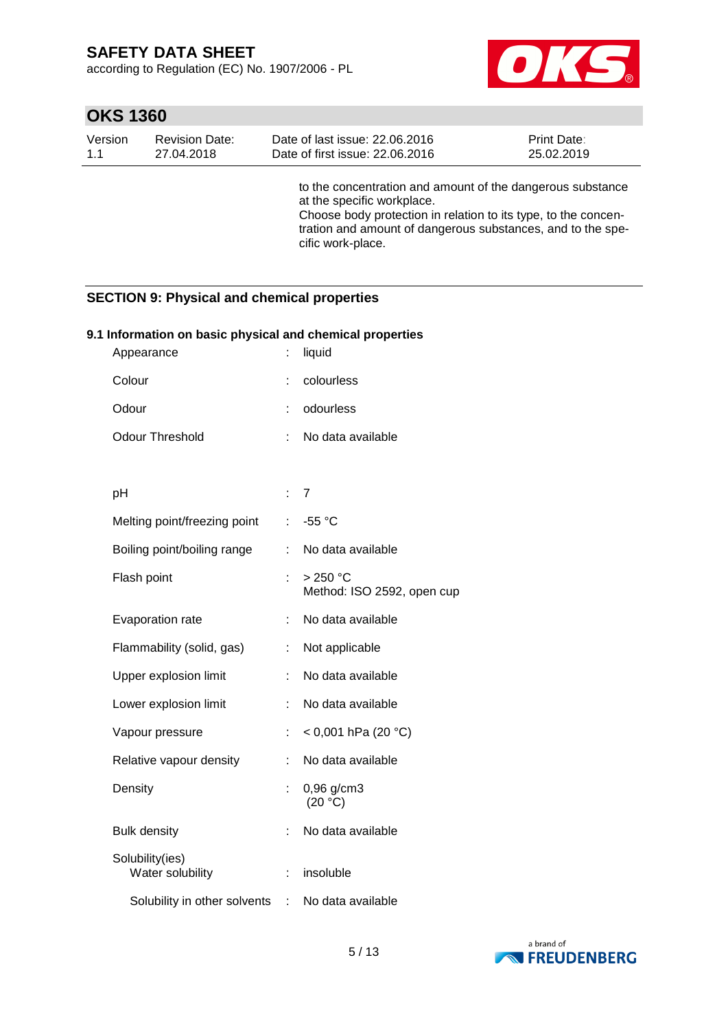to the concentration and amount of the dangerous substance at the specific workplace.
Choose body protection in relation to its type, to the concentration and amount of dangerous substances, and to the specific work-place.

## SECTION 9: Physical and chemical properties

### 9.1 Information on basic physical and chemical properties

| Property | | Value |
|---|---|---|
| Appearance | : | liquid |
| Colour | : | colourless |
| Odour | : | odourless |
| Odour Threshold | : | No data available |
| pH | : | 7 |
| Melting point/freezing point | : | -55 °C |
| Boiling point/boiling range | : | No data available |
| Flash point | : | > 250 °C<br>Method: ISO 2592, open cup |
| Evaporation rate | : | No data available |
| Flammability (solid, gas) | : | Not applicable |
| Upper explosion limit | : | No data available |
| Lower explosion limit | : | No data available |
| Vapour pressure | : | < 0,001 hPa (20 °C) |
| Relative vapour density | : | No data available |
| Density | : | 0,96 g/cm3<br>(20 °C) |
| Bulk density | : | No data available |
| Solubility(ies)<br>Water solubility | : | insoluble |
| Solubility in other solvents | : | No data available |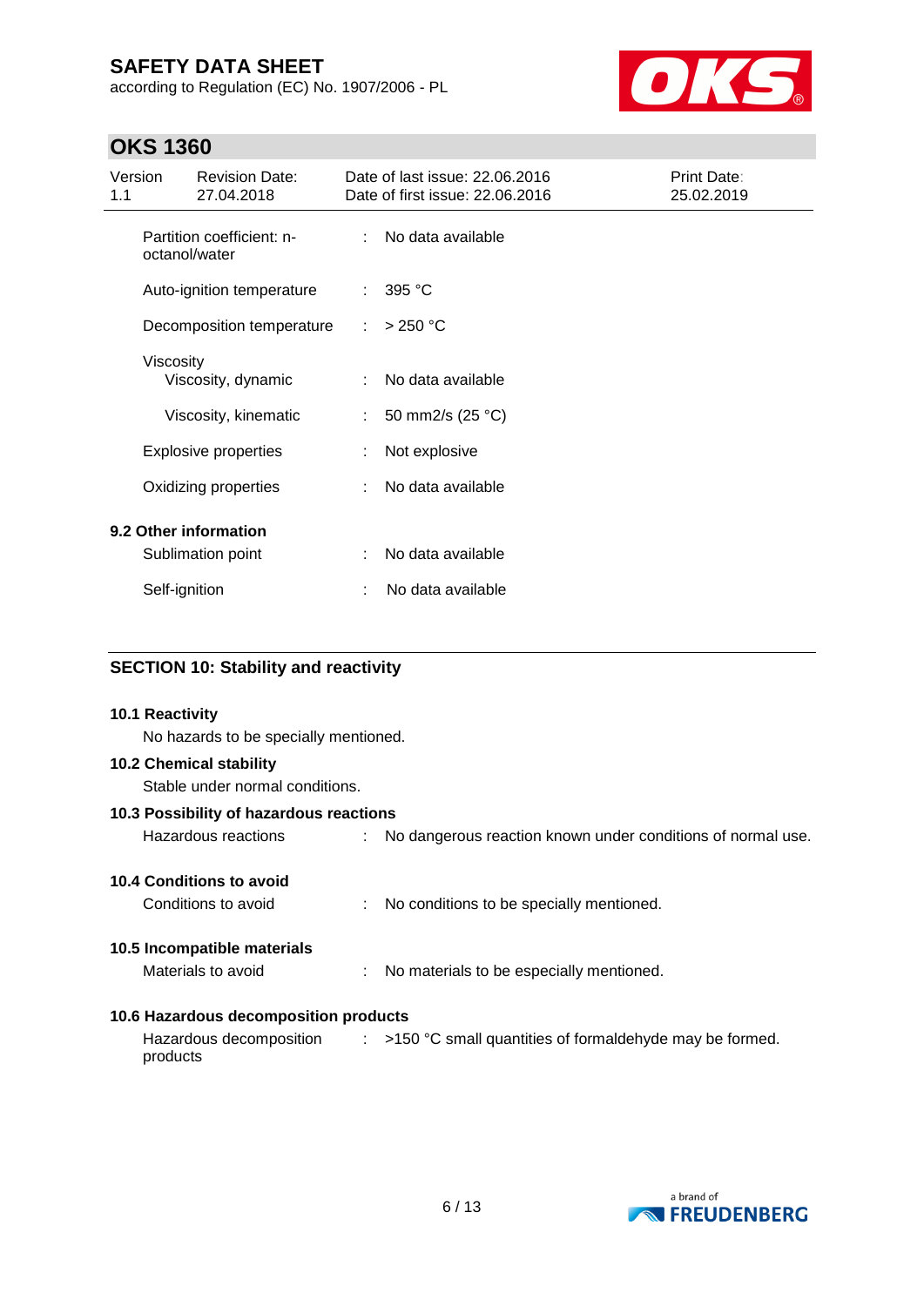| | | |
|---|---|---|
| Partition coefficient: n-octanol/water | : | No data available |
| Auto-ignition temperature | : | 395 °C |
| Decomposition temperature | : | > 250 °C |
| Viscosity | | |
| Viscosity, dynamic | : | No data available |
| Viscosity, kinematic | : | 50 mm2/s (25 °C) |
| Explosive properties | : | Not explosive |
| Oxidizing properties | : | No data available |

**9.2 Other information**

| | | |
|---|---|---|
| Sublimation point | : | No data available |
| Self-ignition | : | No data available |

## SECTION 10: Stability and reactivity

**10.1 Reactivity**

No hazards to be specially mentioned.

**10.2 Chemical stability**

Stable under normal conditions.

**10.3 Possibility of hazardous reactions**

Hazardous reactions : No dangerous reaction known under conditions of normal use.

**10.4 Conditions to avoid**

Conditions to avoid : No conditions to be specially mentioned.

**10.5 Incompatible materials**

Materials to avoid : No materials to be especially mentioned.

**10.6 Hazardous decomposition products**

Hazardous decomposition products : >150 °C small quantities of formaldehyde may be formed.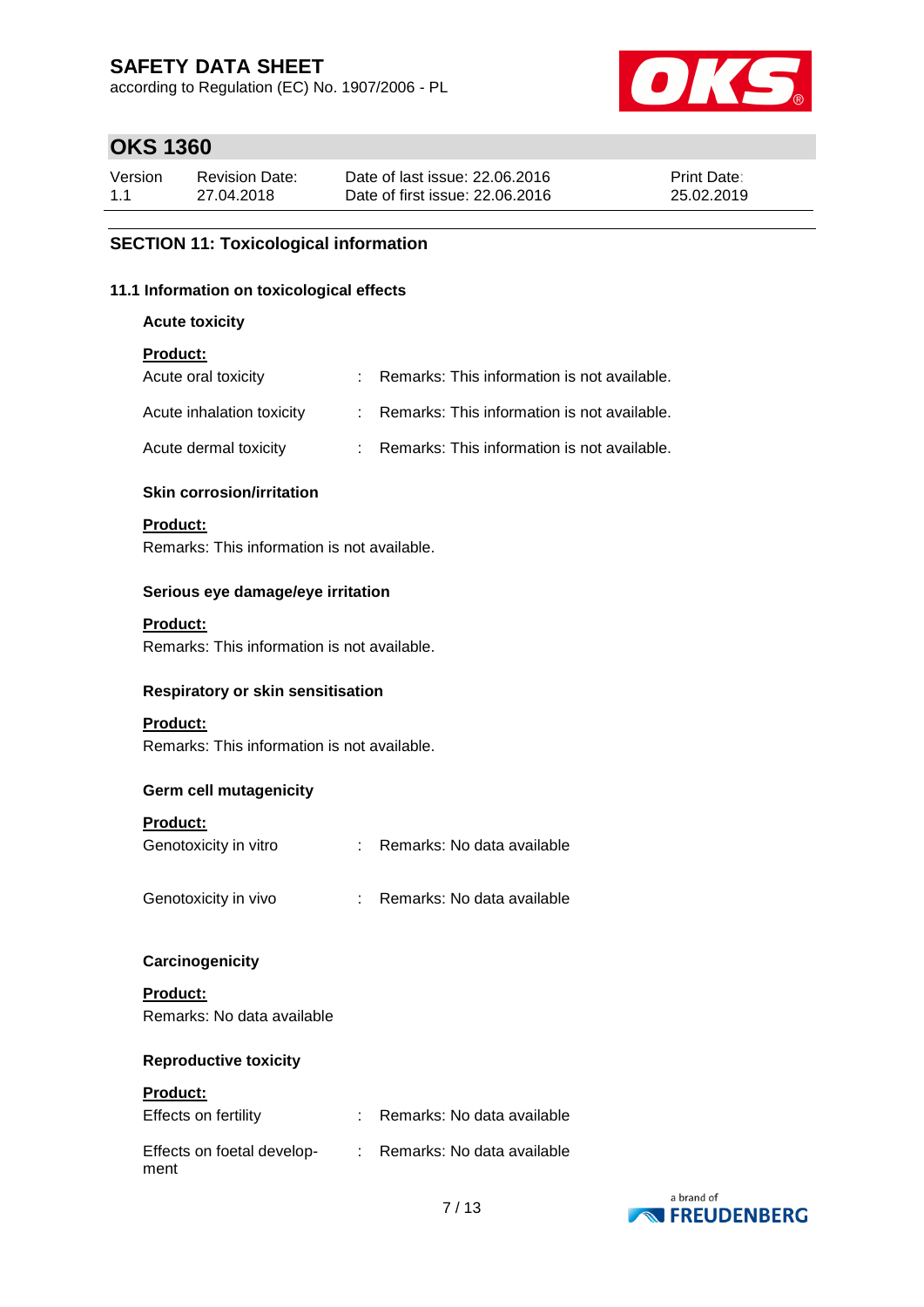## SECTION 11: Toxicological information

### 11.1 Information on toxicological effects

**Acute toxicity**

**Product:**

| | | |
|---|---|---|
| Acute oral toxicity | : | Remarks: This information is not available. |
| Acute inhalation toxicity | : | Remarks: This information is not available. |
| Acute dermal toxicity | : | Remarks: This information is not available. |

**Skin corrosion/irritation**

**Product:**

Remarks: This information is not available.

**Serious eye damage/eye irritation**

**Product:**

Remarks: This information is not available.

**Respiratory or skin sensitisation**

**Product:**

Remarks: This information is not available.

**Germ cell mutagenicity**

**Product:**

| | | |
|---|---|---|
| Genotoxicity in vitro | : | Remarks: No data available |
| Genotoxicity in vivo | : | Remarks: No data available |

**Carcinogenicity**

**Product:**

Remarks: No data available

**Reproductive toxicity**

**Product:**

| | | |
|---|---|---|
| Effects on fertility | : | Remarks: No data available |
| Effects on foetal development | : | Remarks: No data available |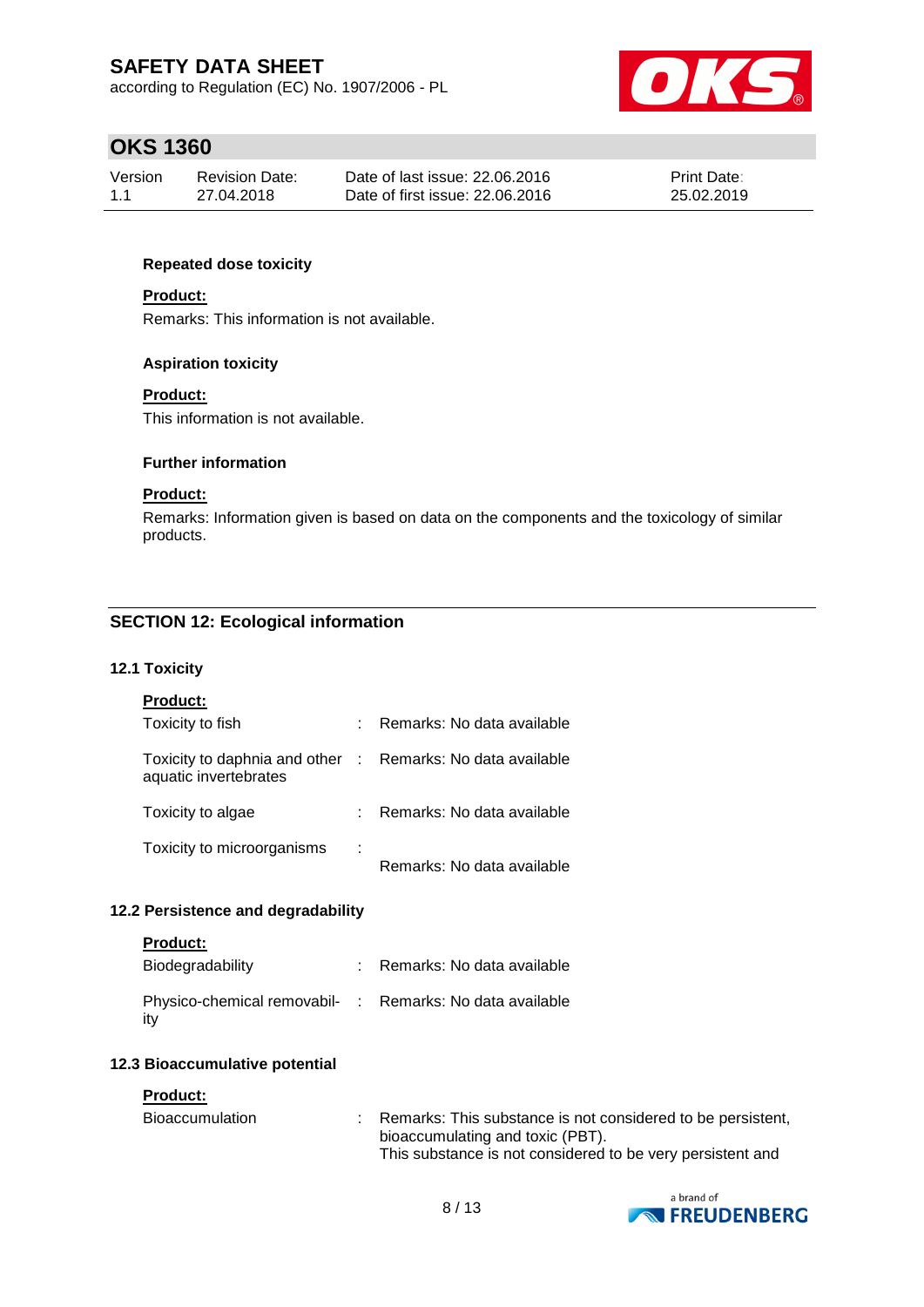**Repeated dose toxicity**

**Product:**

Remarks: This information is not available.

**Aspiration toxicity**

**Product:**

This information is not available.

**Further information**

**Product:**

Remarks: Information given is based on data on the components and the toxicology of similar products.

## SECTION 12: Ecological information

### 12.1 Toxicity

**Product:**

| | | |
|---|---|---|
| Toxicity to fish | : | Remarks: No data available |
| Toxicity to daphnia and other aquatic invertebrates | : | Remarks: No data available |
| Toxicity to algae | : | Remarks: No data available |
| Toxicity to microorganisms | : | Remarks: No data available |

### 12.2 Persistence and degradability

**Product:**

| | | |
|---|---|---|
| Biodegradability | : | Remarks: No data available |
| Physico-chemical removability | : | Remarks: No data available |

### 12.3 Bioaccumulative potential

**Product:**

| | | |
|---|---|---|
| Bioaccumulation | : | Remarks: This substance is not considered to be persistent, bioaccumulating and toxic (PBT). This substance is not considered to be very persistent and |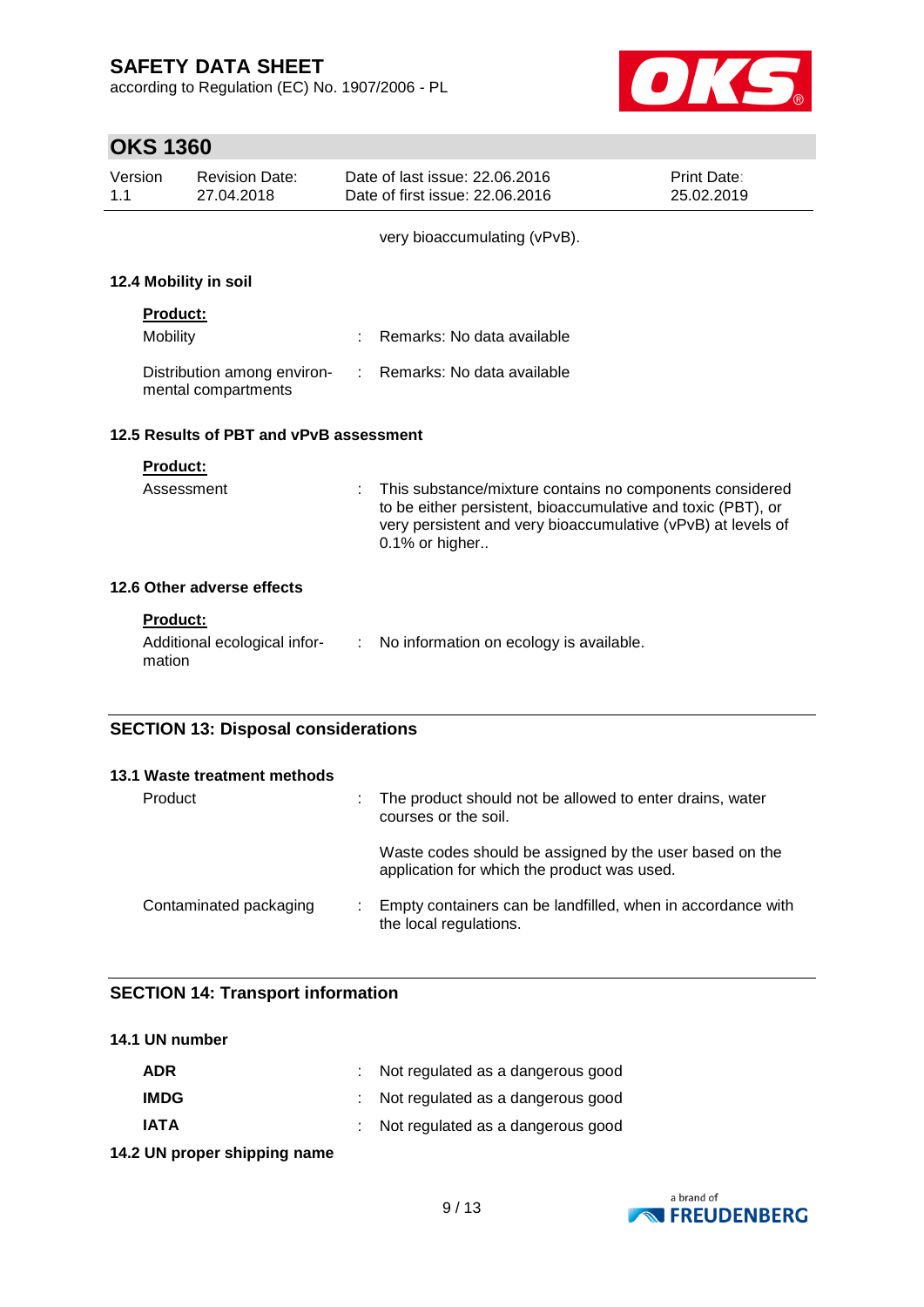very bioaccumulating (vPvB).

### 12.4 Mobility in soil

**Product:**

| | | |
|---|---|---|
| Mobility | : | Remarks: No data available |
| Distribution among environmental compartments | : | Remarks: No data available |

### 12.5 Results of PBT and vPvB assessment

**Product:**

| | | |
|---|---|---|
| Assessment | : | This substance/mixture contains no components considered to be either persistent, bioaccumulative and toxic (PBT), or very persistent and very bioaccumulative (vPvB) at levels of 0.1% or higher.. |

### 12.6 Other adverse effects

**Product:**

| | | |
|---|---|---|
| Additional ecological information | : | No information on ecology is available. |

## SECTION 13: Disposal considerations

### 13.1 Waste treatment methods

| | | |
|---|---|---|
| Product | : | The product should not be allowed to enter drains, water courses or the soil.<br><br>Waste codes should be assigned by the user based on the application for which the product was used. |
| Contaminated packaging | : | Empty containers can be landfilled, when in accordance with the local regulations. |

## SECTION 14: Transport information

### 14.1 UN number

| | | |
|---|---|---|
| **ADR** | : | Not regulated as a dangerous good |
| **IMDG** | : | Not regulated as a dangerous good |
| **IATA** | : | Not regulated as a dangerous good |

### 14.2 UN proper shipping name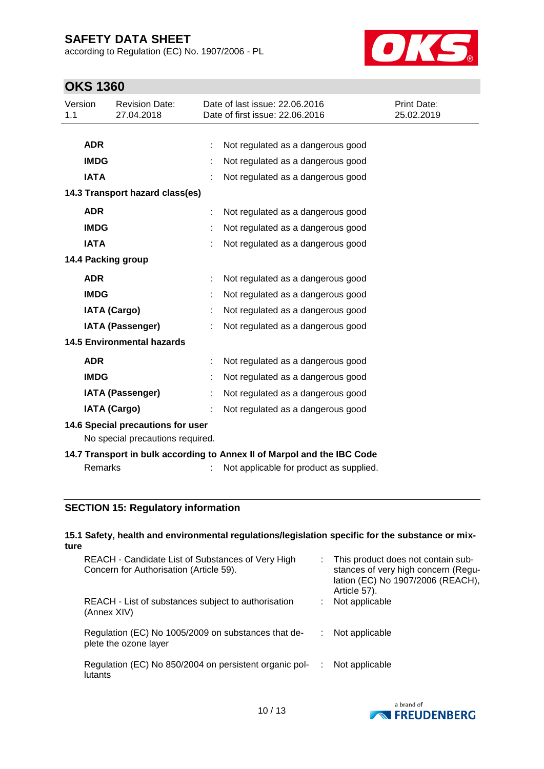| | | |
|---|---|---|
| **ADR** | : | Not regulated as a dangerous good |
| **IMDG** | : | Not regulated as a dangerous good |
| **IATA** | : | Not regulated as a dangerous good |

**14.3 Transport hazard class(es)**

| | | |
|---|---|---|
| **ADR** | : | Not regulated as a dangerous good |
| **IMDG** | : | Not regulated as a dangerous good |
| **IATA** | : | Not regulated as a dangerous good |

**14.4 Packing group**

| | | |
|---|---|---|
| **ADR** | : | Not regulated as a dangerous good |
| **IMDG** | : | Not regulated as a dangerous good |
| **IATA (Cargo)** | : | Not regulated as a dangerous good |
| **IATA (Passenger)** | : | Not regulated as a dangerous good |

**14.5 Environmental hazards**

| | | |
|---|---|---|
| **ADR** | : | Not regulated as a dangerous good |
| **IMDG** | : | Not regulated as a dangerous good |
| **IATA (Passenger)** | : | Not regulated as a dangerous good |
| **IATA (Cargo)** | : | Not regulated as a dangerous good |

**14.6 Special precautions for user**

No special precautions required.

**14.7 Transport in bulk according to Annex II of Marpol and the IBC Code**

Remarks : Not applicable for product as supplied.

## SECTION 15: Regulatory information

**15.1 Safety, health and environmental regulations/legislation specific for the substance or mixture**

| | | |
|---|---|---|
| REACH - Candidate List of Substances of Very High Concern for Authorisation (Article 59). | : | This product does not contain substances of very high concern (Regulation (EC) No 1907/2006 (REACH), Article 57). |
| REACH - List of substances subject to authorisation (Annex XIV) | : | Not applicable |
| Regulation (EC) No 1005/2009 on substances that deplete the ozone layer | : | Not applicable |
| Regulation (EC) No 850/2004 on persistent organic pollutants | : | Not applicable |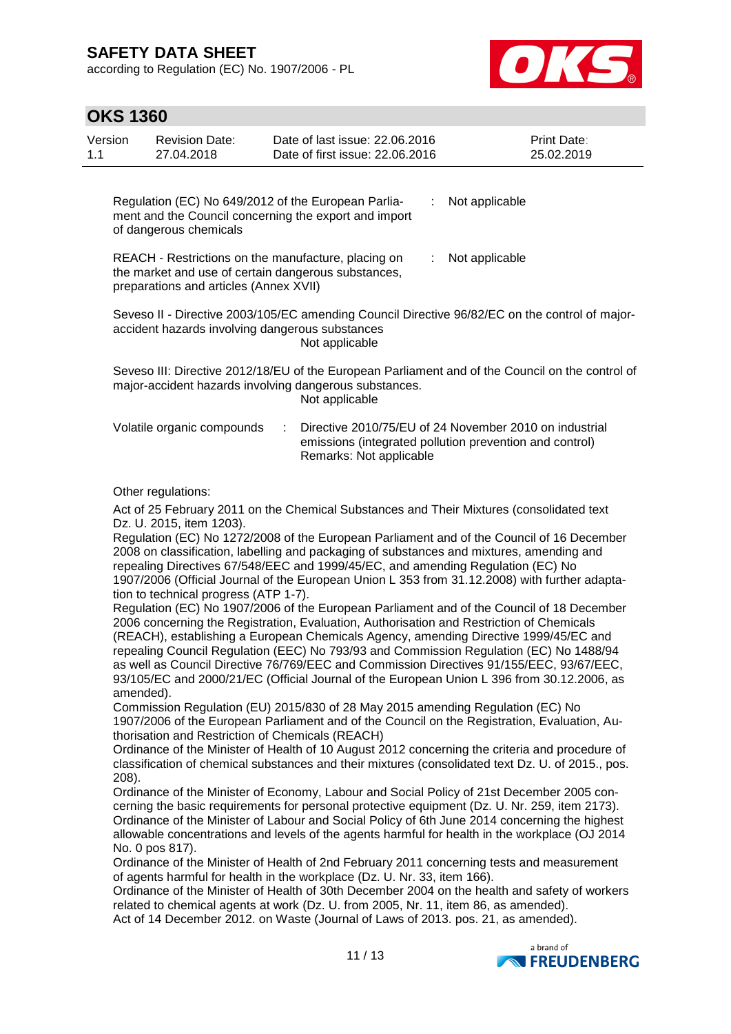| | | |
|---|---|---|
| Regulation (EC) No 649/2012 of the European Parliament and the Council concerning the export and import of dangerous chemicals | : | Not applicable |
| REACH - Restrictions on the manufacture, placing on the market and use of certain dangerous substances, preparations and articles (Annex XVII) | : | Not applicable |

Seveso II - Directive 2003/105/EC amending Council Directive 96/82/EC on the control of major-accident hazards involving dangerous substances
Not applicable

Seveso III: Directive 2012/18/EU of the European Parliament and of the Council on the control of major-accident hazards involving dangerous substances.
Not applicable

| | | |
|---|---|---|
| Volatile organic compounds | : | Directive 2010/75/EU of 24 November 2010 on industrial emissions (integrated pollution prevention and control)<br>Remarks: Not applicable |

Other regulations:

Act of 25 February 2011 on the Chemical Substances and Their Mixtures (consolidated text Dz. U. 2015, item 1203).
Regulation (EC) No 1272/2008 of the European Parliament and of the Council of 16 December 2008 on classification, labelling and packaging of substances and mixtures, amending and repealing Directives 67/548/EEC and 1999/45/EC, and amending Regulation (EC) No 1907/2006 (Official Journal of the European Union L 353 from 31.12.2008) with further adaptation to technical progress (ATP 1-7).
Regulation (EC) No 1907/2006 of the European Parliament and of the Council of 18 December 2006 concerning the Registration, Evaluation, Authorisation and Restriction of Chemicals (REACH), establishing a European Chemicals Agency, amending Directive 1999/45/EC and repealing Council Regulation (EEC) No 793/93 and Commission Regulation (EC) No 1488/94 as well as Council Directive 76/769/EEC and Commission Directives 91/155/EEC, 93/67/EEC, 93/105/EC and 2000/21/EC (Official Journal of the European Union L 396 from 30.12.2006, as amended).
Commission Regulation (EU) 2015/830 of 28 May 2015 amending Regulation (EC) No 1907/2006 of the European Parliament and of the Council on the Registration, Evaluation, Authorisation and Restriction of Chemicals (REACH)
Ordinance of the Minister of Health of 10 August 2012 concerning the criteria and procedure of classification of chemical substances and their mixtures (consolidated text Dz. U. of 2015., pos. 208).
Ordinance of the Minister of Economy, Labour and Social Policy of 21st December 2005 concerning the basic requirements for personal protective equipment (Dz. U. Nr. 259, item 2173).
Ordinance of the Minister of Labour and Social Policy of 6th June 2014 concerning the highest allowable concentrations and levels of the agents harmful for health in the workplace (OJ 2014 No. 0 pos 817).
Ordinance of the Minister of Health of 2nd February 2011 concerning tests and measurement of agents harmful for health in the workplace (Dz. U. Nr. 33, item 166).
Ordinance of the Minister of Health of 30th December 2004 on the health and safety of workers related to chemical agents at work (Dz. U. from 2005, Nr. 11, item 86, as amended).
Act of 14 December 2012. on Waste (Journal of Laws of 2013. pos. 21, as amended).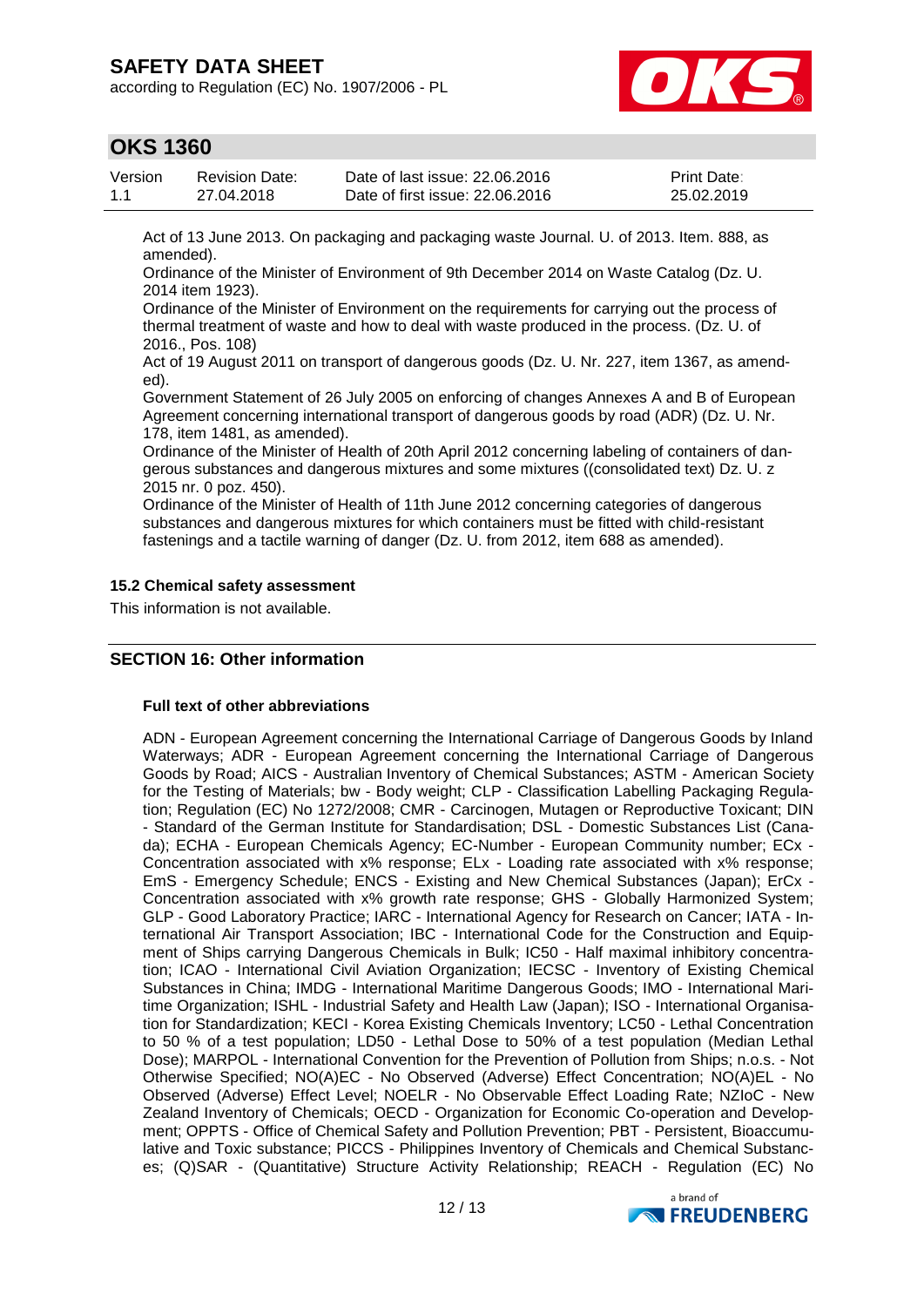Act of 13 June 2013. On packaging and packaging waste Journal. U. of 2013. Item. 888, as amended).

Ordinance of the Minister of Environment of 9th December 2014 on Waste Catalog (Dz. U. 2014 item 1923).

Ordinance of the Minister of Environment on the requirements for carrying out the process of thermal treatment of waste and how to deal with waste produced in the process. (Dz. U. of 2016., Pos. 108)

Act of 19 August 2011 on transport of dangerous goods (Dz. U. Nr. 227, item 1367, as amended).

Government Statement of 26 July 2005 on enforcing of changes Annexes A and B of European Agreement concerning international transport of dangerous goods by road (ADR) (Dz. U. Nr. 178, item 1481, as amended).

Ordinance of the Minister of Health of 20th April 2012 concerning labeling of containers of dangerous substances and dangerous mixtures and some mixtures ((consolidated text) Dz. U. z 2015 nr. 0 poz. 450).

Ordinance of the Minister of Health of 11th June 2012 concerning categories of dangerous substances and dangerous mixtures for which containers must be fitted with child-resistant fastenings and a tactile warning of danger (Dz. U. from 2012, item 688 as amended).

### 15.2 Chemical safety assessment

This information is not available.

## SECTION 16: Other information

### Full text of other abbreviations

ADN - European Agreement concerning the International Carriage of Dangerous Goods by Inland Waterways; ADR - European Agreement concerning the International Carriage of Dangerous Goods by Road; AICS - Australian Inventory of Chemical Substances; ASTM - American Society for the Testing of Materials; bw - Body weight; CLP - Classification Labelling Packaging Regulation; Regulation (EC) No 1272/2008; CMR - Carcinogen, Mutagen or Reproductive Toxicant; DIN - Standard of the German Institute for Standardisation; DSL - Domestic Substances List (Canada); ECHA - European Chemicals Agency; EC-Number - European Community number; ECx - Concentration associated with x% response; ELx - Loading rate associated with x% response; EmS - Emergency Schedule; ENCS - Existing and New Chemical Substances (Japan); ErCx - Concentration associated with x% growth rate response; GHS - Globally Harmonized System; GLP - Good Laboratory Practice; IARC - International Agency for Research on Cancer; IATA - International Air Transport Association; IBC - International Code for the Construction and Equipment of Ships carrying Dangerous Chemicals in Bulk; IC50 - Half maximal inhibitory concentration; ICAO - International Civil Aviation Organization; IECSC - Inventory of Existing Chemical Substances in China; IMDG - International Maritime Dangerous Goods; IMO - International Maritime Organization; ISHL - Industrial Safety and Health Law (Japan); ISO - International Organisation for Standardization; KECI - Korea Existing Chemicals Inventory; LC50 - Lethal Concentration to 50 % of a test population; LD50 - Lethal Dose to 50% of a test population (Median Lethal Dose); MARPOL - International Convention for the Prevention of Pollution from Ships; n.o.s. - Not Otherwise Specified; NO(A)EC - No Observed (Adverse) Effect Concentration; NO(A)EL - No Observed (Adverse) Effect Level; NOELR - No Observable Effect Loading Rate; NZIoC - New Zealand Inventory of Chemicals; OECD - Organization for Economic Co-operation and Development; OPPTS - Office of Chemical Safety and Pollution Prevention; PBT - Persistent, Bioaccumulative and Toxic substance; PICCS - Philippines Inventory of Chemicals and Chemical Substances; (Q)SAR - (Quantitative) Structure Activity Relationship; REACH - Regulation (EC) No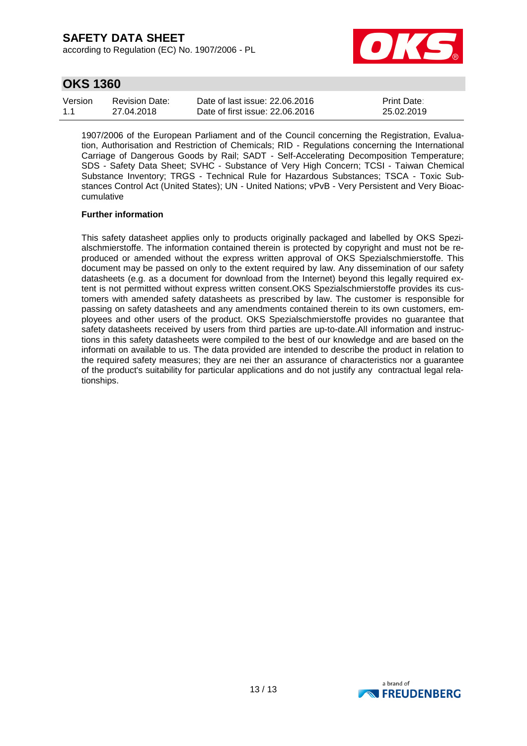1907/2006 of the European Parliament and of the Council concerning the Registration, Evaluation, Authorisation and Restriction of Chemicals; RID - Regulations concerning the International Carriage of Dangerous Goods by Rail; SADT - Self-Accelerating Decomposition Temperature; SDS - Safety Data Sheet; SVHC - Substance of Very High Concern; TCSI - Taiwan Chemical Substance Inventory; TRGS - Technical Rule for Hazardous Substances; TSCA - Toxic Substances Control Act (United States); UN - United Nations; vPvB - Very Persistent and Very Bioaccumulative

**Further information**

This safety datasheet applies only to products originally packaged and labelled by OKS Spezialschmierstoffe. The information contained therein is protected by copyright and must not be reproduced or amended without the express written approval of OKS Spezialschmierstoffe. This document may be passed on only to the extent required by law. Any dissemination of our safety datasheets (e.g. as a document for download from the Internet) beyond this legally required extent is not permitted without express written consent.OKS Spezialschmierstoffe provides its customers with amended safety datasheets as prescribed by law. The customer is responsible for passing on safety datasheets and any amendments contained therein to its own customers, employees and other users of the product. OKS Spezialschmierstoffe provides no guarantee that safety datasheets received by users from third parties are up-to-date.All information and instructions in this safety datasheets were compiled to the best of our knowledge and are based on the informati on available to us. The data provided are intended to describe the product in relation to the required safety measures; they are nei ther an assurance of characteristics nor a guarantee of the product's suitability for particular applications and do not justify any contractual legal relationships.